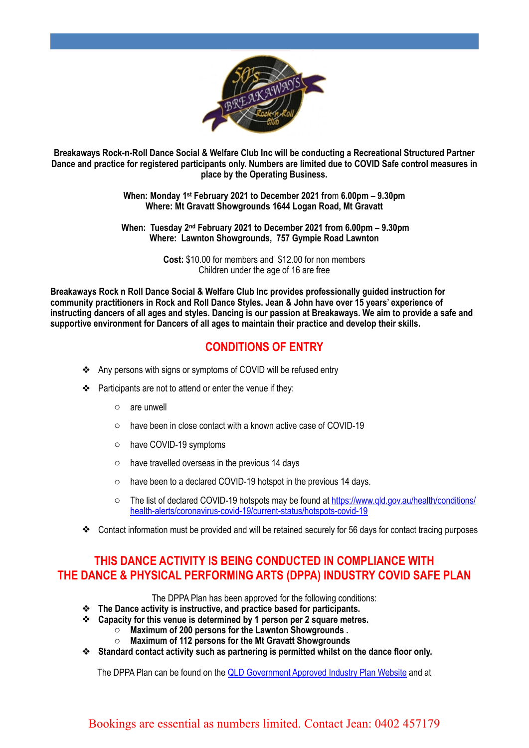**Breakaways Rock-n-Roll Dance Social & Welfare Club Inc will be conducting a Recreational Structured Partner Dance and practice for registered participants only. Numbers are limited due to COVID Safe control measures in place by the Operating Business.**

**When: Monday 1st February 2021 to December 2021 from 6.00pm – 9.30pm**
**Where: Mt Gravatt Showgrounds 1644 Logan Road, Mt Gravatt**

**When: Tuesday 2nd February 2021 to December 2021 from 6.00pm – 9.30pm**
**Where: Lawnton Showgrounds, 757 Gympie Road Lawnton**

**Cost:** $10.00 for members and $12.00 for non members
Children under the age of 16 are free

**Breakaways Rock n Roll Dance Social & Welfare Club Inc provides professionally guided instruction for community practitioners in Rock and Roll Dance Styles. Jean & John have over 15 years' experience of instructing dancers of all ages and styles. Dancing is our passion at Breakaways. We aim to provide a safe and supportive environment for Dancers of all ages to maintain their practice and develop their skills.**

## CONDITIONS OF ENTRY

- Any persons with signs or symptoms of COVID will be refused entry
- Participants are not to attend or enter the venue if they:
  - are unwell
  - have been in close contact with a known active case of COVID-19
  - have COVID-19 symptoms
  - have travelled overseas in the previous 14 days
  - have been to a declared COVID-19 hotspot in the previous 14 days.
  - The list of declared COVID-19 hotspots may be found at https://www.qld.gov.au/health/conditions/health-alerts/coronavirus-covid-19/current-status/hotspots-covid-19
- Contact information must be provided and will be retained securely for 56 days for contact tracing purposes

## THIS DANCE ACTIVITY IS BEING CONDUCTED IN COMPLIANCE WITH THE DANCE & PHYSICAL PERFORMING ARTS (DPPA) INDUSTRY COVID SAFE PLAN

The DPPA Plan has been approved for the following conditions:

- **The Dance activity is instructive, and practice based for participants.**
- **Capacity for this venue is determined by 1 person per 2 square metres.**
  - **Maximum of 200 persons for the Lawnton Showgrounds .**
  - **Maximum of 112 persons for the Mt Gravatt Showgrounds**
- **Standard contact activity such as partnering is permitted whilst on the dance floor only.**

The DPPA Plan can be found on the QLD Government Approved Industry Plan Website and at

Bookings are essential as numbers limited. Contact Jean: 0402 457179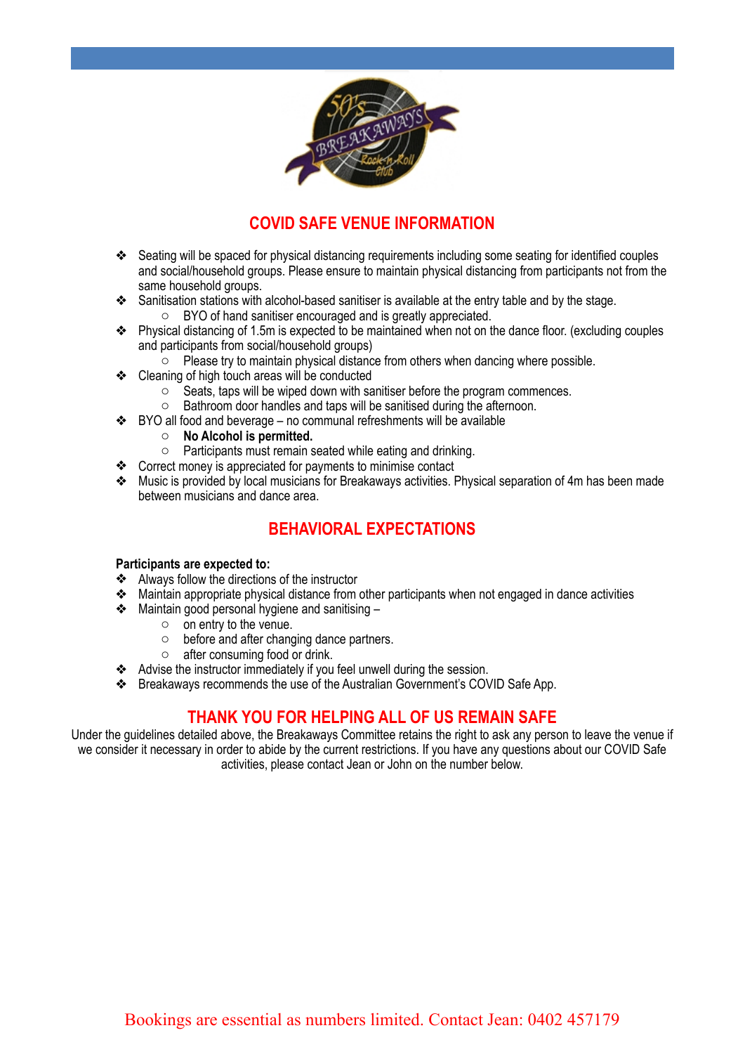## COVID SAFE VENUE INFORMATION

- Seating will be spaced for physical distancing requirements including some seating for identified couples and social/household groups. Please ensure to maintain physical distancing from participants not from the same household groups.
- Sanitisation stations with alcohol-based sanitiser is available at the entry table and by the stage.
    - BYO of hand sanitiser encouraged and is greatly appreciated.
- Physical distancing of 1.5m is expected to be maintained when not on the dance floor. (excluding couples and participants from social/household groups)
    - Please try to maintain physical distance from others when dancing where possible.
- Cleaning of high touch areas will be conducted
    - Seats, taps will be wiped down with sanitiser before the program commences.
    - Bathroom door handles and taps will be sanitised during the afternoon.
- BYO all food and beverage – no communal refreshments will be available
    - **No Alcohol is permitted.**
    - Participants must remain seated while eating and drinking.
- Correct money is appreciated for payments to minimise contact
- Music is provided by local musicians for Breakaways activities. Physical separation of 4m has been made between musicians and dance area.

## BEHAVIORAL EXPECTATIONS

**Participants are expected to:**

- Always follow the directions of the instructor
- Maintain appropriate physical distance from other participants when not engaged in dance activities
- Maintain good personal hygiene and sanitising –
    - on entry to the venue.
    - before and after changing dance partners.
    - after consuming food or drink.
- Advise the instructor immediately if you feel unwell during the session.
- Breakaways recommends the use of the Australian Government's COVID Safe App.

## THANK YOU FOR HELPING ALL OF US REMAIN SAFE

Under the guidelines detailed above, the Breakaways Committee retains the right to ask any person to leave the venue if we consider it necessary in order to abide by the current restrictions. If you have any questions about our COVID Safe activities, please contact Jean or John on the number below.

Bookings are essential as numbers limited. Contact Jean: 0402 457179